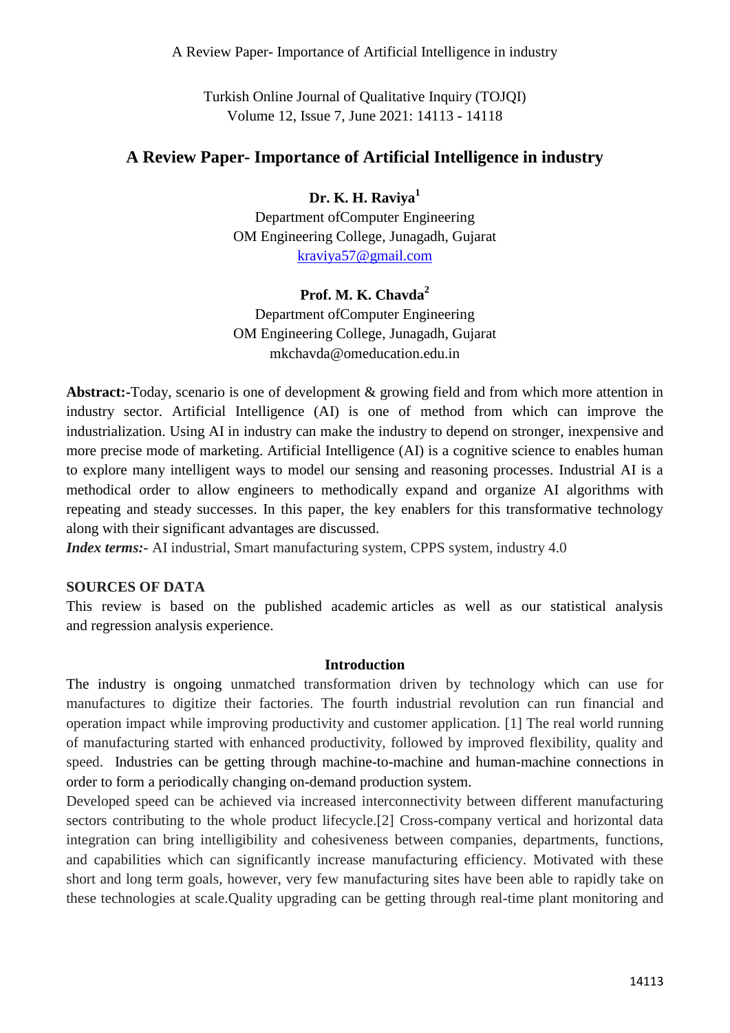# A Review Paper- Importance of Artificial Intelligence in industry

**Dr. K. H. Raviya[1]**
Department ofComputer Engineering
OM Engineering College, Junagadh, Gujarat
kraviya57@gmail.com

**Prof. M. K. Chavda[2]**
Department ofComputer Engineering
OM Engineering College, Junagadh, Gujarat
mkchavda@omeducation.edu.in

**Abstract:-**Today, scenario is one of development & growing field and from which more attention in industry sector. Artificial Intelligence (AI) is one of method from which can improve the industrialization. Using AI in industry can make the industry to depend on stronger, inexpensive and more precise mode of marketing. Artificial Intelligence (AI) is a cognitive science to enables human to explore many intelligent ways to model our sensing and reasoning processes. Industrial AI is a methodical order to allow engineers to methodically expand and organize AI algorithms with repeating and steady successes. In this paper, the key enablers for this transformative technology along with their significant advantages are discussed.

***Index terms:-*** AI industrial, Smart manufacturing system, CPPS system, industry 4.0

**SOURCES OF DATA**

This review is based on the published academic articles as well as our statistical analysis and regression analysis experience.

## Introduction

The industry is ongoing unmatched transformation driven by technology which can use for manufactures to digitize their factories. The fourth industrial revolution can run financial and operation impact while improving productivity and customer application. [1] The real world running of manufacturing started with enhanced productivity, followed by improved flexibility, quality and speed. Industries can be getting through machine-to-machine and human-machine connections in order to form a periodically changing on-demand production system.

Developed speed can be achieved via increased interconnectivity between different manufacturing sectors contributing to the whole product lifecycle.[2] Cross-company vertical and horizontal data integration can bring intelligibility and cohesiveness between companies, departments, functions, and capabilities which can significantly increase manufacturing efficiency. Motivated with these short and long term goals, however, very few manufacturing sites have been able to rapidly take on these technologies at scale.Quality upgrading can be getting through real-time plant monitoring and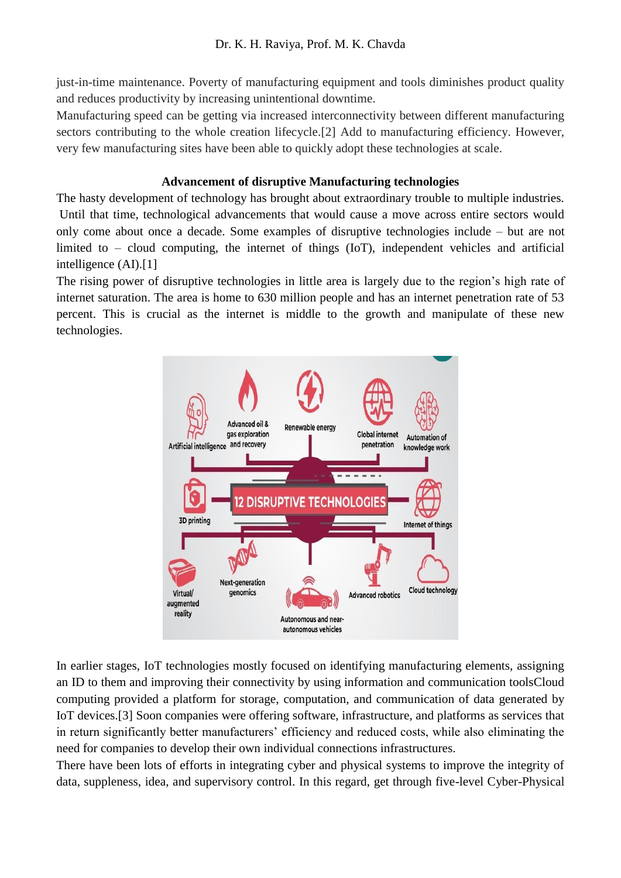just-in-time maintenance. Poverty of manufacturing equipment and tools diminishes product quality and reduces productivity by increasing unintentional downtime.

Manufacturing speed can be getting via increased interconnectivity between different manufacturing sectors contributing to the whole creation lifecycle.[2] Add to manufacturing efficiency. However, very few manufacturing sites have been able to quickly adopt these technologies at scale.

**Advancement of disruptive Manufacturing technologies**

The hasty development of technology has brought about extraordinary trouble to multiple industries. Until that time, technological advancements that would cause a move across entire sectors would only come about once a decade. Some examples of disruptive technologies include – but are not limited to – cloud computing, the internet of things (IoT), independent vehicles and artificial intelligence (AI).[1]

The rising power of disruptive technologies in little area is largely due to the region's high rate of internet saturation. The area is home to 630 million people and has an internet penetration rate of 53 percent. This is crucial as the internet is middle to the growth and manipulate of these new technologies.

In earlier stages, IoT technologies mostly focused on identifying manufacturing elements, assigning an ID to them and improving their connectivity by using information and communication toolsCloud computing provided a platform for storage, computation, and communication of data generated by IoT devices.[3] Soon companies were offering software, infrastructure, and platforms as services that in return significantly better manufacturers' efficiency and reduced costs, while also eliminating the need for companies to develop their own individual connections infrastructures.

There have been lots of efforts in integrating cyber and physical systems to improve the integrity of data, suppleness, idea, and supervisory control. In this regard, get through five-level Cyber-Physical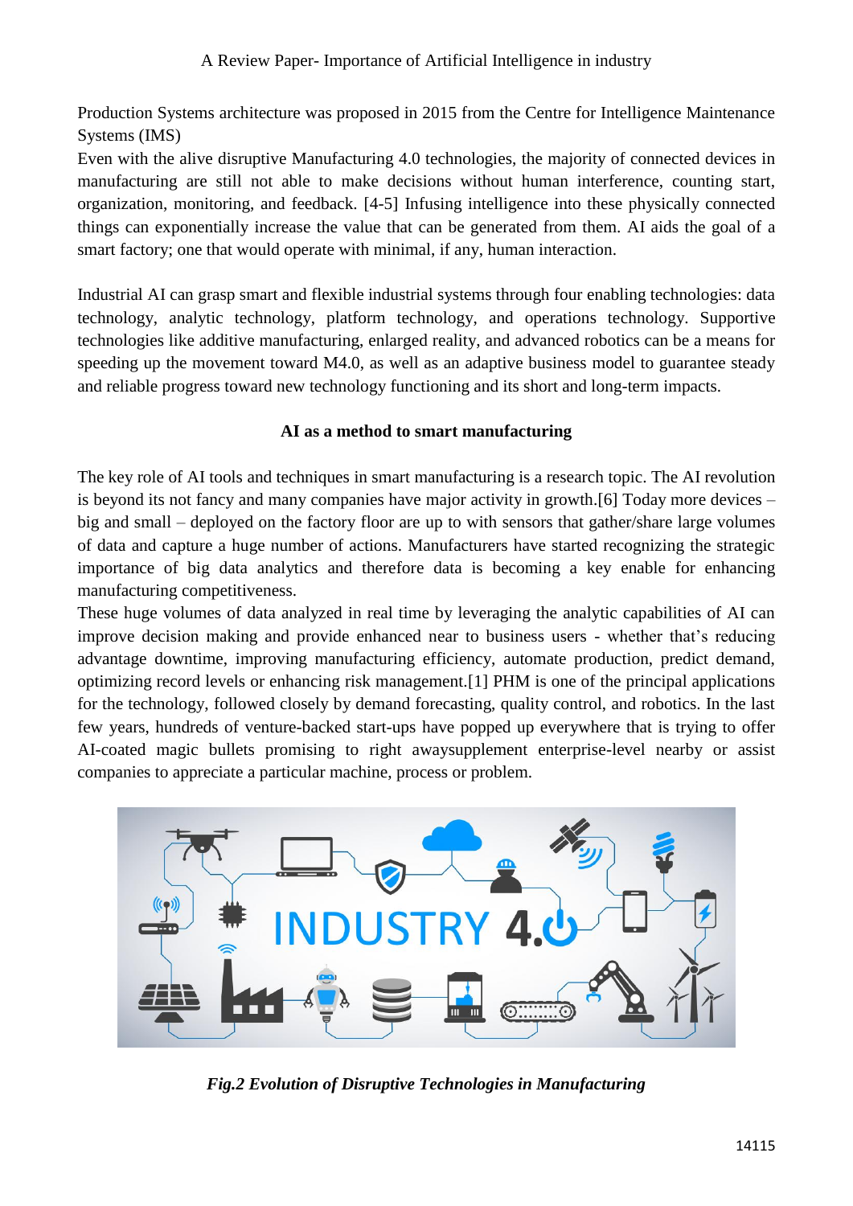Production Systems architecture was proposed in 2015 from the Centre for Intelligence Maintenance Systems (IMS)

Even with the alive disruptive Manufacturing 4.0 technologies, the majority of connected devices in manufacturing are still not able to make decisions without human interference, counting start, organization, monitoring, and feedback. [4-5] Infusing intelligence into these physically connected things can exponentially increase the value that can be generated from them. AI aids the goal of a smart factory; one that would operate with minimal, if any, human interaction.

Industrial AI can grasp smart and flexible industrial systems through four enabling technologies: data technology, analytic technology, platform technology, and operations technology. Supportive technologies like additive manufacturing, enlarged reality, and advanced robotics can be a means for speeding up the movement toward M4.0, as well as an adaptive business model to guarantee steady and reliable progress toward new technology functioning and its short and long-term impacts.

**AI as a method to smart manufacturing**

The key role of AI tools and techniques in smart manufacturing is a research topic. The AI revolution is beyond its not fancy and many companies have major activity in growth.[6] Today more devices – big and small – deployed on the factory floor are up to with sensors that gather/share large volumes of data and capture a huge number of actions. Manufacturers have started recognizing the strategic importance of big data analytics and therefore data is becoming a key enable for enhancing manufacturing competitiveness.

These huge volumes of data analyzed in real time by leveraging the analytic capabilities of AI can improve decision making and provide enhanced near to business users - whether that's reducing advantage downtime, improving manufacturing efficiency, automate production, predict demand, optimizing record levels or enhancing risk management.[1] PHM is one of the principal applications for the technology, followed closely by demand forecasting, quality control, and robotics. In the last few years, hundreds of venture-backed start-ups have popped up everywhere that is trying to offer AI-coated magic bullets promising to right awaysupplement enterprise-level nearby or assist companies to appreciate a particular machine, process or problem.

*Fig.2 Evolution of Disruptive Technologies in Manufacturing*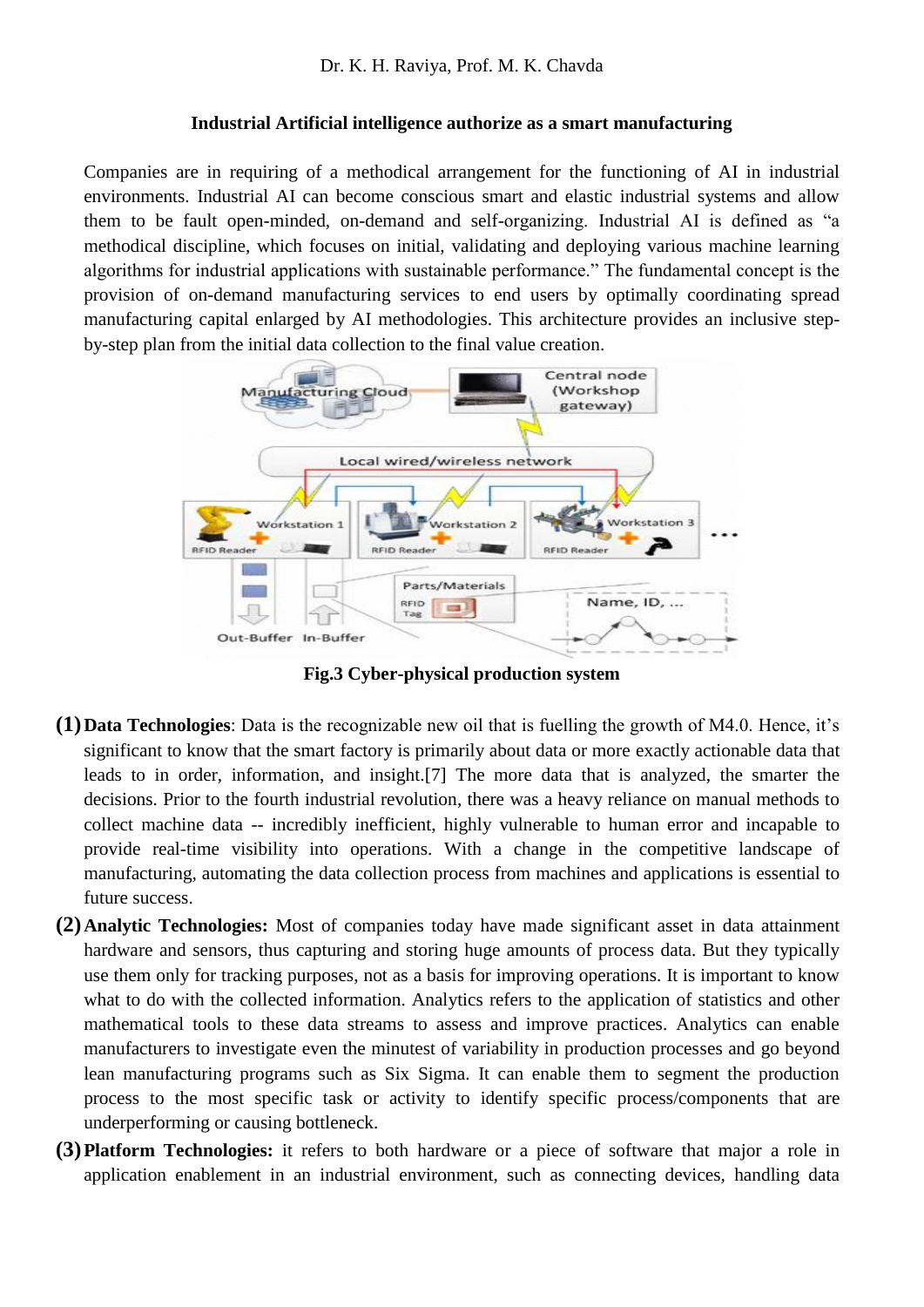**Industrial Artificial intelligence authorize as a smart manufacturing**

Companies are in requiring of a methodical arrangement for the functioning of AI in industrial environments. Industrial AI can become conscious smart and elastic industrial systems and allow them to be fault open-minded, on-demand and self-organizing. Industrial AI is defined as "a methodical discipline, which focuses on initial, validating and deploying various machine learning algorithms for industrial applications with sustainable performance." The fundamental concept is the provision of on-demand manufacturing services to end users by optimally coordinating spread manufacturing capital enlarged by AI methodologies. This architecture provides an inclusive step-by-step plan from the initial data collection to the final value creation.

**Fig.3 Cyber-physical production system**

**(1) Data Technologies**: Data is the recognizable new oil that is fuelling the growth of M4.0. Hence, it's significant to know that the smart factory is primarily about data or more exactly actionable data that leads to in order, information, and insight.[7] The more data that is analyzed, the smarter the decisions. Prior to the fourth industrial revolution, there was a heavy reliance on manual methods to collect machine data -- incredibly inefficient, highly vulnerable to human error and incapable to provide real-time visibility into operations. With a change in the competitive landscape of manufacturing, automating the data collection process from machines and applications is essential to future success.

**(2) Analytic Technologies:** Most of companies today have made significant asset in data attainment hardware and sensors, thus capturing and storing huge amounts of process data. But they typically use them only for tracking purposes, not as a basis for improving operations. It is important to know what to do with the collected information. Analytics refers to the application of statistics and other mathematical tools to these data streams to assess and improve practices. Analytics can enable manufacturers to investigate even the minutest of variability in production processes and go beyond lean manufacturing programs such as Six Sigma. It can enable them to segment the production process to the most specific task or activity to identify specific process/components that are underperforming or causing bottleneck.

**(3) Platform Technologies:** it refers to both hardware or a piece of software that major a role in application enablement in an industrial environment, such as connecting devices, handling data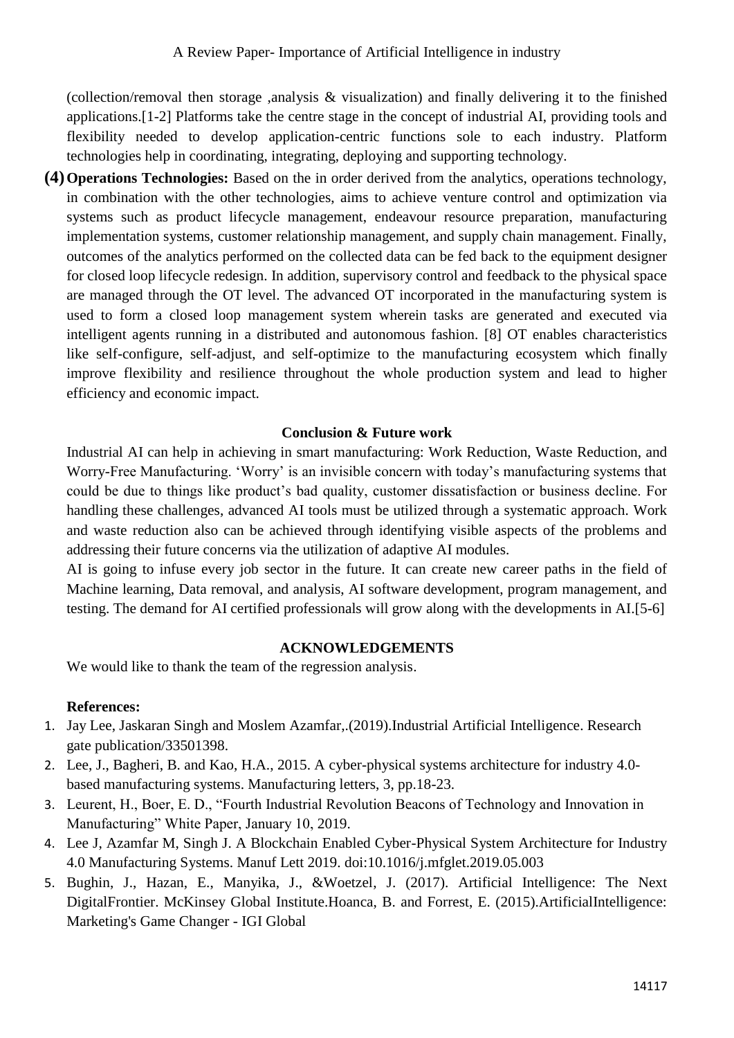(collection/removal then storage ,analysis & visualization) and finally delivering it to the finished applications.[1-2] Platforms take the centre stage in the concept of industrial AI, providing tools and flexibility needed to develop application-centric functions sole to each industry. Platform technologies help in coordinating, integrating, deploying and supporting technology.

**(4) Operations Technologies:** Based on the in order derived from the analytics, operations technology, in combination with the other technologies, aims to achieve venture control and optimization via systems such as product lifecycle management, endeavour resource preparation, manufacturing implementation systems, customer relationship management, and supply chain management. Finally, outcomes of the analytics performed on the collected data can be fed back to the equipment designer for closed loop lifecycle redesign. In addition, supervisory control and feedback to the physical space are managed through the OT level. The advanced OT incorporated in the manufacturing system is used to form a closed loop management system wherein tasks are generated and executed via intelligent agents running in a distributed and autonomous fashion. [8] OT enables characteristics like self-configure, self-adjust, and self-optimize to the manufacturing ecosystem which finally improve flexibility and resilience throughout the whole production system and lead to higher efficiency and economic impact.

## Conclusion & Future work

Industrial AI can help in achieving in smart manufacturing: Work Reduction, Waste Reduction, and Worry-Free Manufacturing. 'Worry' is an invisible concern with today's manufacturing systems that could be due to things like product's bad quality, customer dissatisfaction or business decline. For handling these challenges, advanced AI tools must be utilized through a systematic approach. Work and waste reduction also can be achieved through identifying visible aspects of the problems and addressing their future concerns via the utilization of adaptive AI modules.

AI is going to infuse every job sector in the future. It can create new career paths in the field of Machine learning, Data removal, and analysis, AI software development, program management, and testing. The demand for AI certified professionals will grow along with the developments in AI.[5-6]

## ACKNOWLEDGEMENTS

We would like to thank the team of the regression analysis.

**References:**

1. Jay Lee, Jaskaran Singh and Moslem Azamfar,.(2019).Industrial Artificial Intelligence. Research gate publication/33501398.
2. Lee, J., Bagheri, B. and Kao, H.A., 2015. A cyber-physical systems architecture for industry 4.0-based manufacturing systems. Manufacturing letters, 3, pp.18-23.
3. Leurent, H., Boer, E. D., "Fourth Industrial Revolution Beacons of Technology and Innovation in Manufacturing" White Paper, January 10, 2019.
4. Lee J, Azamfar M, Singh J. A Blockchain Enabled Cyber-Physical System Architecture for Industry 4.0 Manufacturing Systems. Manuf Lett 2019. doi:10.1016/j.mfglet.2019.05.003
5. Bughin, J., Hazan, E., Manyika, J., &Woetzel, J. (2017). Artificial Intelligence: The Next DigitalFrontier. McKinsey Global Institute.Hoanca, B. and Forrest, E. (2015).ArtificialIntelligence: Marketing's Game Changer - IGI Global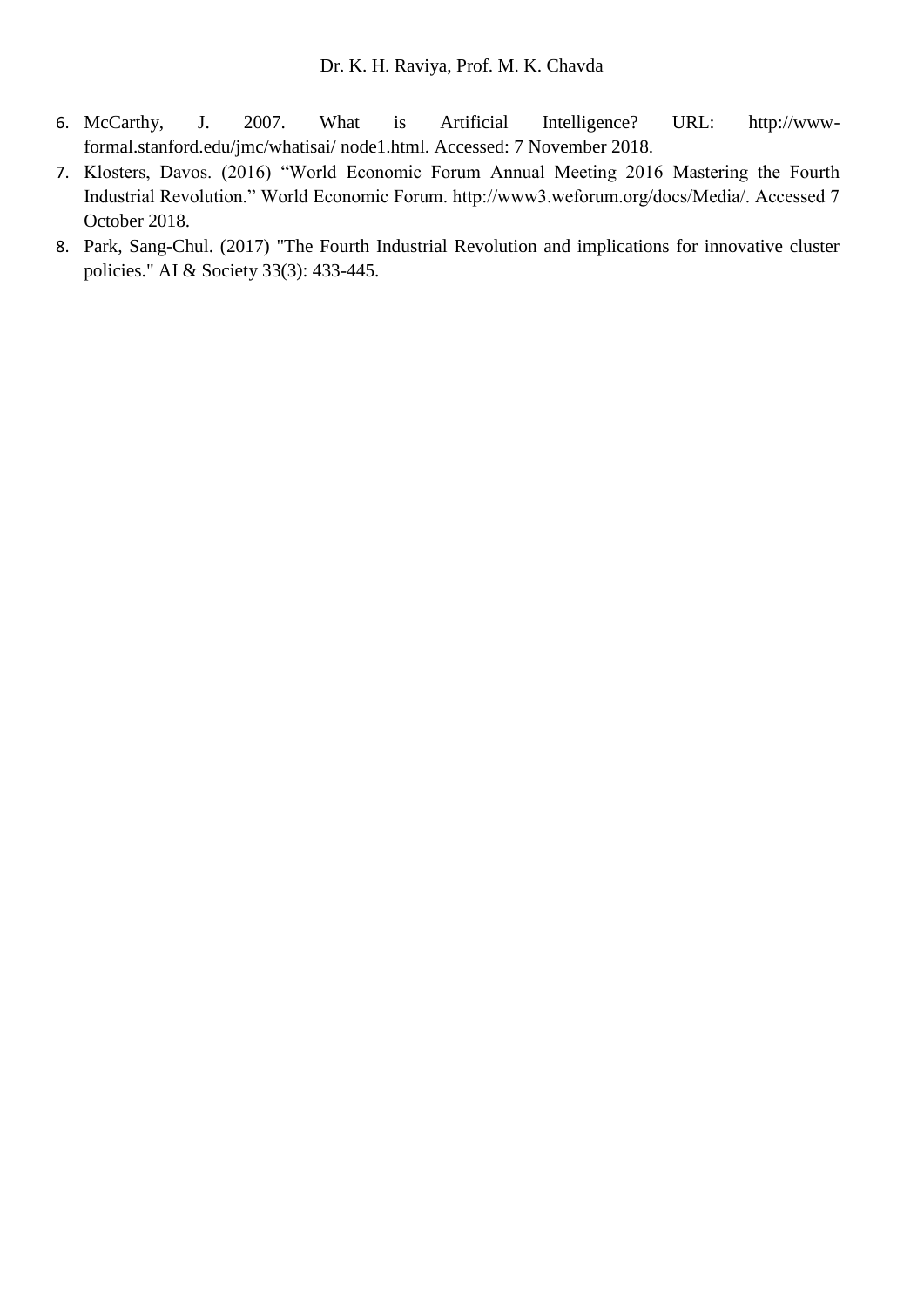6. McCarthy, J. 2007. What is Artificial Intelligence? URL: http://www-formal.stanford.edu/jmc/whatisai/ node1.html. Accessed: 7 November 2018.
7. Klosters, Davos. (2016) "World Economic Forum Annual Meeting 2016 Mastering the Fourth Industrial Revolution." World Economic Forum. http://www3.weforum.org/docs/Media/. Accessed 7 October 2018.
8. Park, Sang-Chul. (2017) "The Fourth Industrial Revolution and implications for innovative cluster policies." AI & Society 33(3): 433-445.